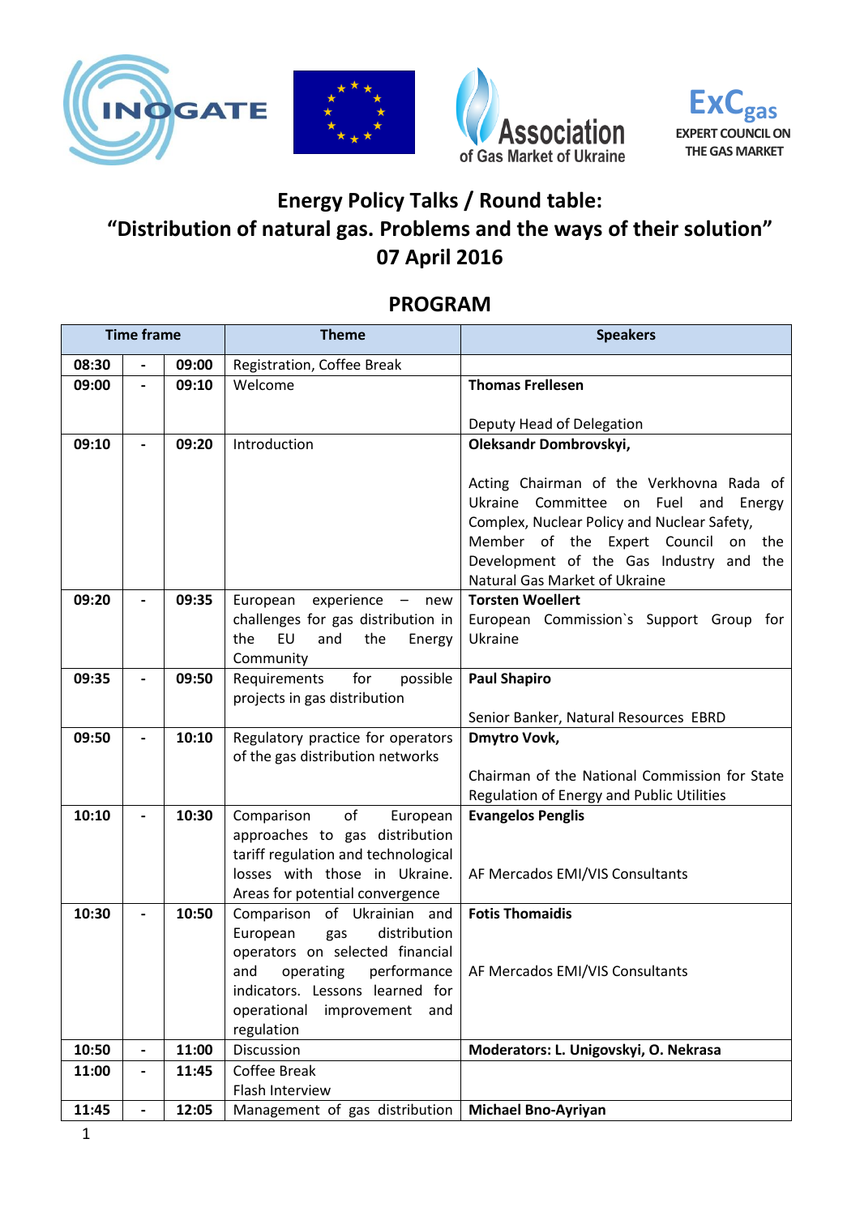# Energy Policy Talks / Round table:
# "Distribution of natural gas. Problems and the ways of their solution"
# 07 April 2016

## PROGRAM

| Time frame | | | Theme | Speakers |
|---|---|---|---|---|
| 08:30 | - | 09:00 | Registration, Coffee Break | |
| 09:00 | - | 09:10 | Welcome | **Thomas Frellesen**<br><br>Deputy Head of Delegation |
| 09:10 | - | 09:20 | Introduction | **Oleksandr Dombrovskyi,**<br><br>Acting Chairman of the Verkhovna Rada of Ukraine Committee on Fuel and Energy Complex, Nuclear Policy and Nuclear Safety, Member of the Expert Council on the Development of the Gas Industry and the Natural Gas Market of Ukraine |
| 09:20 | - | 09:35 | European experience – new challenges for gas distribution in the EU and the Energy Community | **Torsten Woellert**<br>European Commission`s Support Group for Ukraine |
| 09:35 | - | 09:50 | Requirements for possible projects in gas distribution | **Paul Shapiro**<br><br>Senior Banker, Natural Resources EBRD |
| 09:50 | - | 10:10 | Regulatory practice for operators of the gas distribution networks | **Dmytro Vovk,**<br><br>Chairman of the National Commission for State Regulation of Energy and Public Utilities |
| 10:10 | - | 10:30 | Comparison of European approaches to gas distribution tariff regulation and technological losses with those in Ukraine. Areas for potential convergence | **Evangelos Penglis**<br><br>AF Mercados EMI/VIS Consultants |
| 10:30 | - | 10:50 | Comparison of Ukrainian and European gas distribution operators on selected financial and operating performance indicators. Lessons learned for operational improvement and regulation | **Fotis Thomaidis**<br><br>AF Mercados EMI/VIS Consultants |
| 10:50 | - | 11:00 | Discussion | **Moderators: L. Unigovskyi, O. Nekrasa** |
| 11:00 | - | 11:45 | Coffee Break<br>Flash Interview | |
| 11:45 | - | 12:05 | Management of gas distribution | **Michael Bno-Ayriyan** |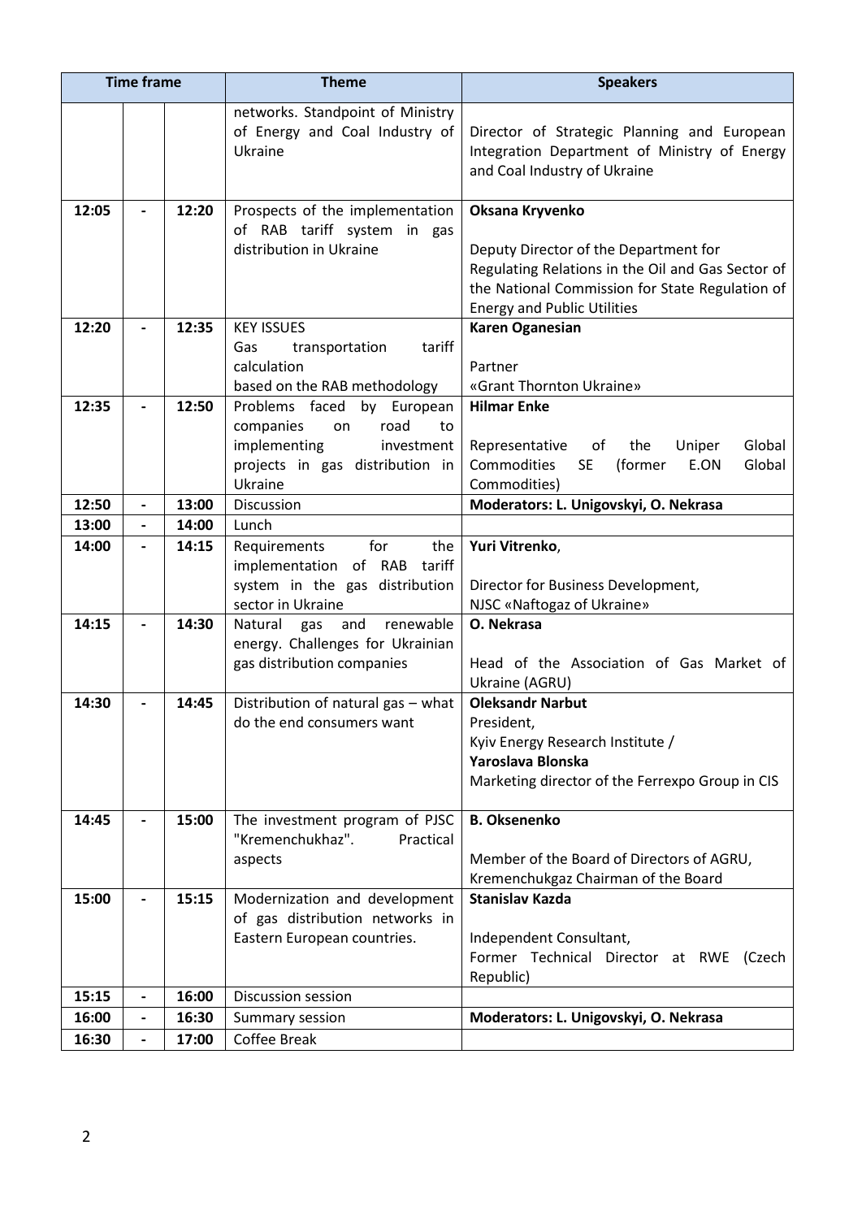| Time frame | | | Theme | Speakers |
|---|---|---|---|---|
| | | | networks. Standpoint of Ministry of Energy and Coal Industry of Ukraine | Director of Strategic Planning and European Integration Department of Ministry of Energy and Coal Industry of Ukraine |
| **12:05** | **-** | **12:20** | Prospects of the implementation of RAB tariff system in gas distribution in Ukraine | **Oksana Kryvenko**<br><br>Deputy Director of the Department for Regulating Relations in the Oil and Gas Sector of the National Commission for State Regulation of Energy and Public Utilities |
| **12:20** | **-** | **12:35** | KEY ISSUES<br>Gas transportation tariff calculation<br>based on the RAB methodology | **Karen Oganesian**<br><br>Partner<br>«Grant Thornton Ukraine» |
| **12:35** | **-** | **12:50** | Problems faced by European companies on road to implementing investment projects in gas distribution in Ukraine | **Hilmar Enke**<br><br>Representative of the Uniper Global Commodities SE (former E.ON Global Commodities) |
| **12:50** | **-** | **13:00** | Discussion | **Moderators: L. Unigovskyi, O. Nekrasa** |
| **13:00** | **-** | **14:00** | Lunch | |
| **14:00** | **-** | **14:15** | Requirements for the implementation of RAB tariff system in the gas distribution sector in Ukraine | **Yuri Vitrenko**,<br><br>Director for Business Development,<br>NJSC «Naftogaz of Ukraine» |
| **14:15** | **-** | **14:30** | Natural gas and renewable energy. Challenges for Ukrainian gas distribution companies | **O. Nekrasa**<br><br>Head of the Association of Gas Market of Ukraine (AGRU) |
| **14:30** | **-** | **14:45** | Distribution of natural gas – what do the end consumers want | **Oleksandr Narbut**<br>President,<br>Kyiv Energy Research Institute /<br>**Yaroslava Blonska**<br>Marketing director of the Ferrexpo Group in CIS |
| **14:45** | **-** | **15:00** | The investment program of PJSC "Kremenchukhaz". Practical aspects | **B. Oksenenko**<br><br>Member of the Board of Directors of AGRU,<br>Kremenchukgaz Chairman of the Board |
| **15:00** | **-** | **15:15** | Modernization and development of gas distribution networks in Eastern European countries. | **Stanislav Kazda**<br><br>Independent Consultant,<br>Former Technical Director at RWE (Czech Republic) |
| **15:15** | **-** | **16:00** | Discussion session | |
| **16:00** | **-** | **16:30** | Summary session | **Moderators: L. Unigovskyi, O. Nekrasa** |
| **16:30** | **-** | **17:00** | Coffee Break | |